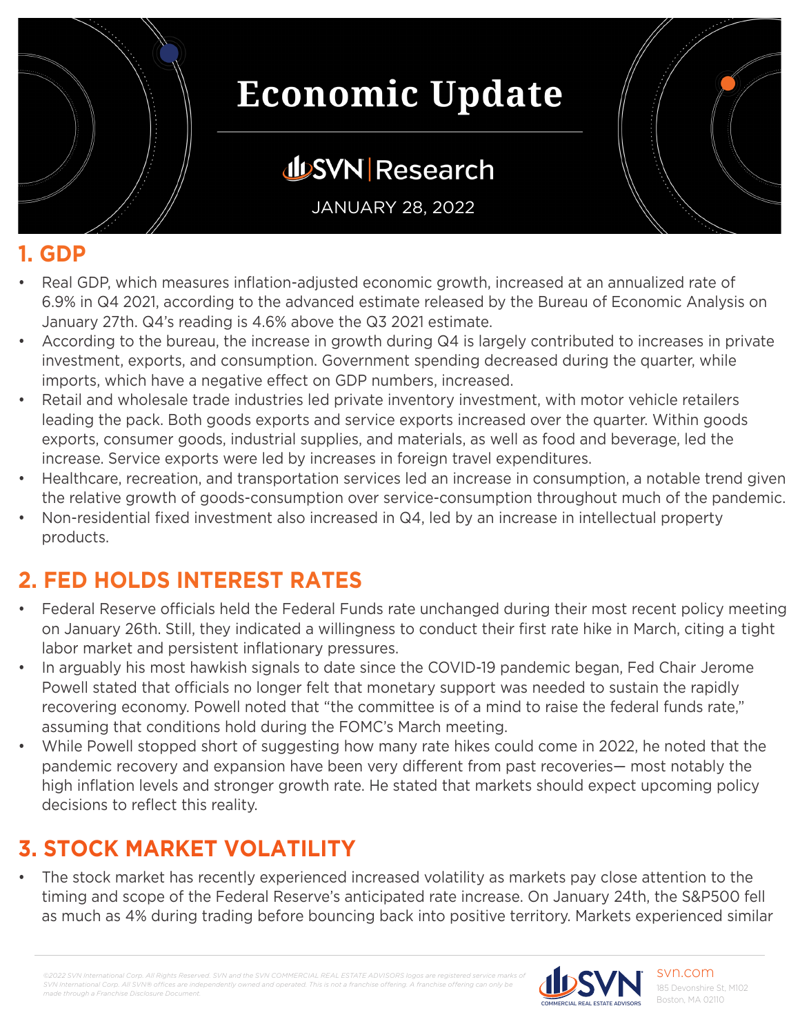# Economic Update

## SVN | Research

JANUARY 28, 2022

## 1. GDP

- Real GDP, which measures inflation-adjusted economic growth, increased at an annualized rate of 6.9% in Q4 2021, according to the advanced estimate released by the Bureau of Economic Analysis on January 27th. Q4's reading is 4.6% above the Q3 2021 estimate.
- According to the bureau, the increase in growth during Q4 is largely contributed to increases in private investment, exports, and consumption. Government spending decreased during the quarter, while imports, which have a negative effect on GDP numbers, increased.
- Retail and wholesale trade industries led private inventory investment, with motor vehicle retailers leading the pack. Both goods exports and service exports increased over the quarter. Within goods exports, consumer goods, industrial supplies, and materials, as well as food and beverage, led the increase. Service exports were led by increases in foreign travel expenditures.
- Healthcare, recreation, and transportation services led an increase in consumption, a notable trend given the relative growth of goods-consumption over service-consumption throughout much of the pandemic.
- Non-residential fixed investment also increased in Q4, led by an increase in intellectual property products.

## 2. FED HOLDS INTEREST RATES

- Federal Reserve officials held the Federal Funds rate unchanged during their most recent policy meeting on January 26th. Still, they indicated a willingness to conduct their first rate hike in March, citing a tight labor market and persistent inflationary pressures.
- In arguably his most hawkish signals to date since the COVID-19 pandemic began, Fed Chair Jerome Powell stated that officials no longer felt that monetary support was needed to sustain the rapidly recovering economy. Powell noted that "the committee is of a mind to raise the federal funds rate," assuming that conditions hold during the FOMC's March meeting.
- While Powell stopped short of suggesting how many rate hikes could come in 2022, he noted that the pandemic recovery and expansion have been very different from past recoveries— most notably the high inflation levels and stronger growth rate. He stated that markets should expect upcoming policy decisions to reflect this reality.

## 3. STOCK MARKET VOLATILITY

- The stock market has recently experienced increased volatility as markets pay close attention to the timing and scope of the Federal Reserve's anticipated rate increase. On January 24th, the S&P500 fell as much as 4% during trading before bouncing back into positive territory. Markets experienced similar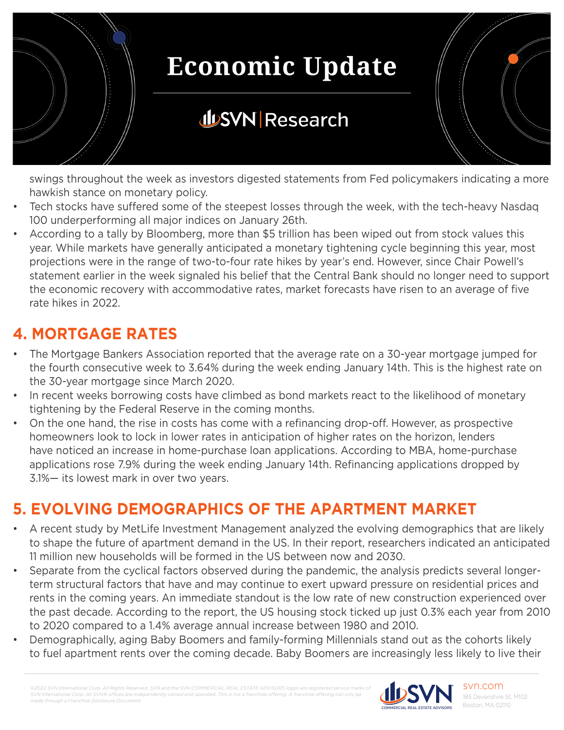swings throughout the week as investors digested statements from Fed policymakers indicating a more hawkish stance on monetary policy.

- Tech stocks have suffered some of the steepest losses through the week, with the tech-heavy Nasdaq 100 underperforming all major indices on January 26th.
- According to a tally by Bloomberg, more than $5 trillion has been wiped out from stock values this year. While markets have generally anticipated a monetary tightening cycle beginning this year, most projections were in the range of two-to-four rate hikes by year's end. However, since Chair Powell's statement earlier in the week signaled his belief that the Central Bank should no longer need to support the economic recovery with accommodative rates, market forecasts have risen to an average of five rate hikes in 2022.

## 4. MORTGAGE RATES

- The Mortgage Bankers Association reported that the average rate on a 30-year mortgage jumped for the fourth consecutive week to 3.64% during the week ending January 14th. This is the highest rate on the 30-year mortgage since March 2020.
- In recent weeks borrowing costs have climbed as bond markets react to the likelihood of monetary tightening by the Federal Reserve in the coming months.
- On the one hand, the rise in costs has come with a refinancing drop-off. However, as prospective homeowners look to lock in lower rates in anticipation of higher rates on the horizon, lenders have noticed an increase in home-purchase loan applications. According to MBA, home-purchase applications rose 7.9% during the week ending January 14th. Refinancing applications dropped by 3.1%— its lowest mark in over two years.

## 5. EVOLVING DEMOGRAPHICS OF THE APARTMENT MARKET

- A recent study by MetLife Investment Management analyzed the evolving demographics that are likely to shape the future of apartment demand in the US. In their report, researchers indicated an anticipated 11 million new households will be formed in the US between now and 2030.
- Separate from the cyclical factors observed during the pandemic, the analysis predicts several longer-term structural factors that have and may continue to exert upward pressure on residential prices and rents in the coming years. An immediate standout is the low rate of new construction experienced over the past decade. According to the report, the US housing stock ticked up just 0.3% each year from 2010 to 2020 compared to a 1.4% average annual increase between 1980 and 2010.
- Demographically, aging Baby Boomers and family-forming Millennials stand out as the cohorts likely to fuel apartment rents over the coming decade. Baby Boomers are increasingly less likely to live their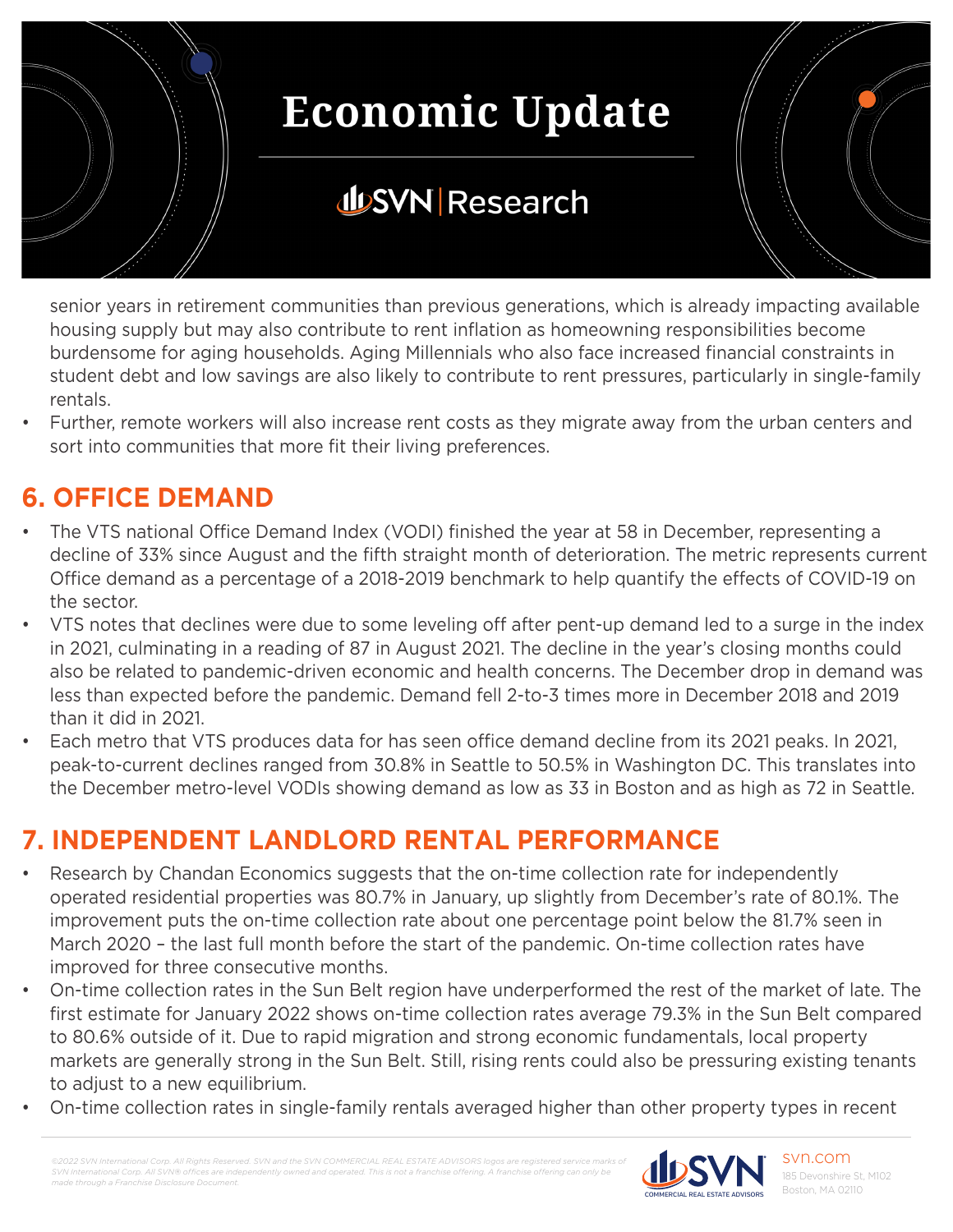senior years in retirement communities than previous generations, which is already impacting available housing supply but may also contribute to rent inflation as homeowning responsibilities become burdensome for aging households. Aging Millennials who also face increased financial constraints in student debt and low savings are also likely to contribute to rent pressures, particularly in single-family rentals.

- Further, remote workers will also increase rent costs as they migrate away from the urban centers and sort into communities that more fit their living preferences.

## 6. OFFICE DEMAND

- The VTS national Office Demand Index (VODI) finished the year at 58 in December, representing a decline of 33% since August and the fifth straight month of deterioration. The metric represents current Office demand as a percentage of a 2018-2019 benchmark to help quantify the effects of COVID-19 on the sector.
- VTS notes that declines were due to some leveling off after pent-up demand led to a surge in the index in 2021, culminating in a reading of 87 in August 2021. The decline in the year's closing months could also be related to pandemic-driven economic and health concerns. The December drop in demand was less than expected before the pandemic. Demand fell 2-to-3 times more in December 2018 and 2019 than it did in 2021.
- Each metro that VTS produces data for has seen office demand decline from its 2021 peaks. In 2021, peak-to-current declines ranged from 30.8% in Seattle to 50.5% in Washington DC. This translates into the December metro-level VODIs showing demand as low as 33 in Boston and as high as 72 in Seattle.

## 7. INDEPENDENT LANDLORD RENTAL PERFORMANCE

- Research by Chandan Economics suggests that the on-time collection rate for independently operated residential properties was 80.7% in January, up slightly from December's rate of 80.1%. The improvement puts the on-time collection rate about one percentage point below the 81.7% seen in March 2020 – the last full month before the start of the pandemic. On-time collection rates have improved for three consecutive months.
- On-time collection rates in the Sun Belt region have underperformed the rest of the market of late. The first estimate for January 2022 shows on-time collection rates average 79.3% in the Sun Belt compared to 80.6% outside of it. Due to rapid migration and strong economic fundamentals, local property markets are generally strong in the Sun Belt. Still, rising rents could also be pressuring existing tenants to adjust to a new equilibrium.
- On-time collection rates in single-family rentals averaged higher than other property types in recent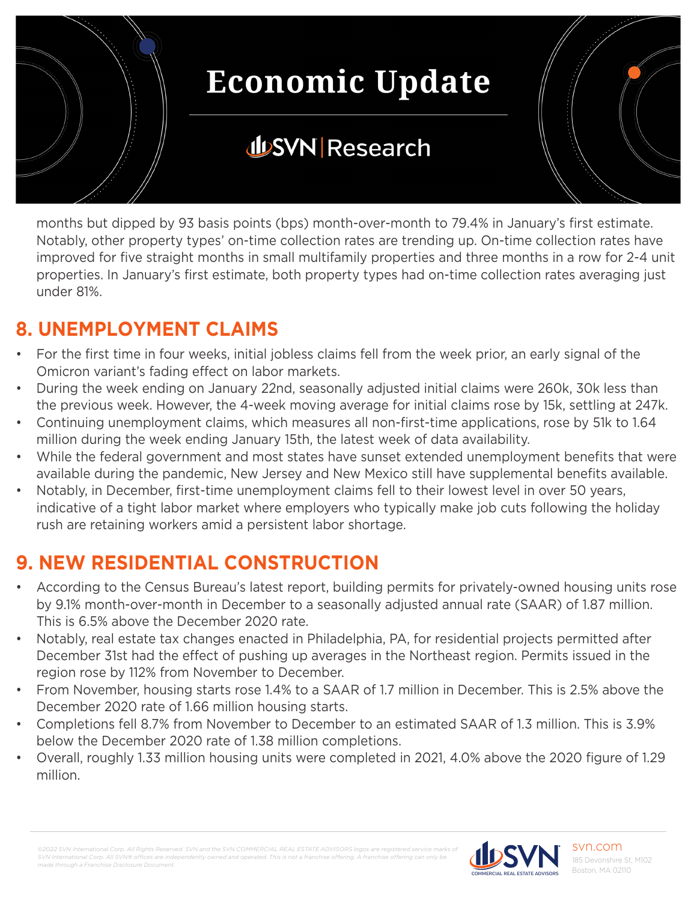months but dipped by 93 basis points (bps) month-over-month to 79.4% in January's first estimate. Notably, other property types' on-time collection rates are trending up. On-time collection rates have improved for five straight months in small multifamily properties and three months in a row for 2-4 unit properties. In January's first estimate, both property types had on-time collection rates averaging just under 81%.

## 8. UNEMPLOYMENT CLAIMS

- For the first time in four weeks, initial jobless claims fell from the week prior, an early signal of the Omicron variant's fading effect on labor markets.
- During the week ending on January 22nd, seasonally adjusted initial claims were 260k, 30k less than the previous week. However, the 4-week moving average for initial claims rose by 15k, settling at 247k.
- Continuing unemployment claims, which measures all non-first-time applications, rose by 51k to 1.64 million during the week ending January 15th, the latest week of data availability.
- While the federal government and most states have sunset extended unemployment benefits that were available during the pandemic, New Jersey and New Mexico still have supplemental benefits available.
- Notably, in December, first-time unemployment claims fell to their lowest level in over 50 years, indicative of a tight labor market where employers who typically make job cuts following the holiday rush are retaining workers amid a persistent labor shortage.

## 9. NEW RESIDENTIAL CONSTRUCTION

- According to the Census Bureau's latest report, building permits for privately-owned housing units rose by 9.1% month-over-month in December to a seasonally adjusted annual rate (SAAR) of 1.87 million. This is 6.5% above the December 2020 rate.
- Notably, real estate tax changes enacted in Philadelphia, PA, for residential projects permitted after December 31st had the effect of pushing up averages in the Northeast region. Permits issued in the region rose by 112% from November to December.
- From November, housing starts rose 1.4% to a SAAR of 1.7 million in December. This is 2.5% above the December 2020 rate of 1.66 million housing starts.
- Completions fell 8.7% from November to December to an estimated SAAR of 1.3 million. This is 3.9% below the December 2020 rate of 1.38 million completions.
- Overall, roughly 1.33 million housing units were completed in 2021, 4.0% above the 2020 figure of 1.29 million.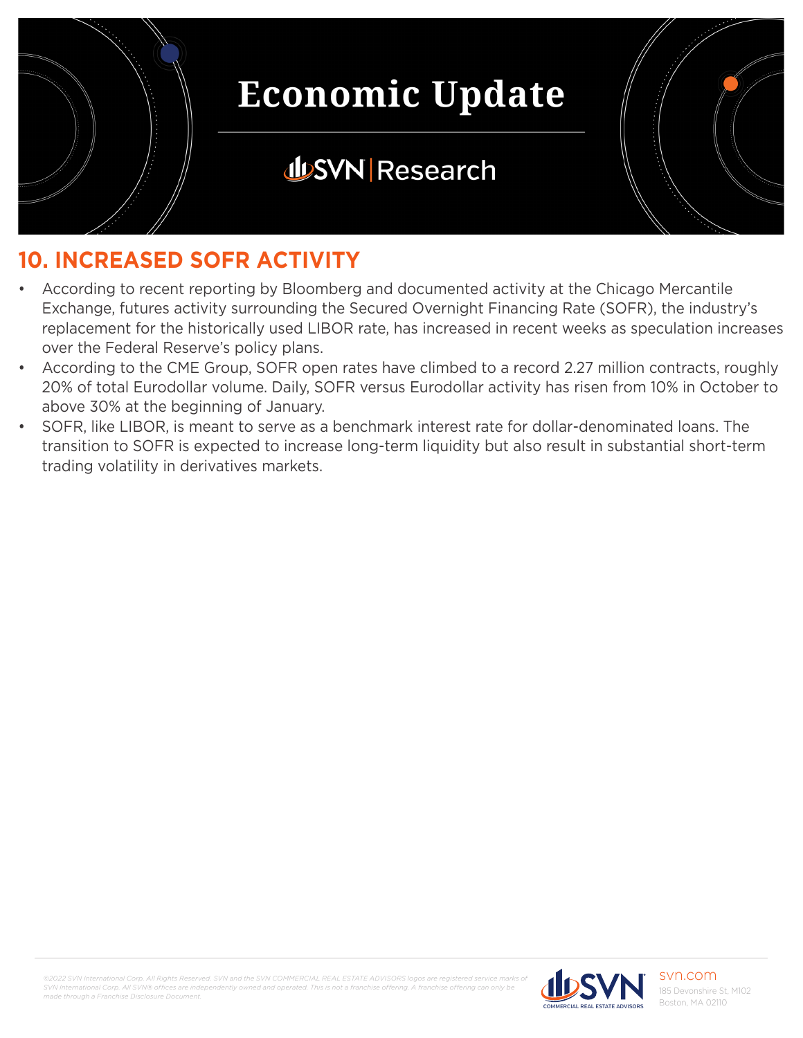## 10. INCREASED SOFR ACTIVITY

- According to recent reporting by Bloomberg and documented activity at the Chicago Mercantile Exchange, futures activity surrounding the Secured Overnight Financing Rate (SOFR), the industry's replacement for the historically used LIBOR rate, has increased in recent weeks as speculation increases over the Federal Reserve's policy plans.
- According to the CME Group, SOFR open rates have climbed to a record 2.27 million contracts, roughly 20% of total Eurodollar volume. Daily, SOFR versus Eurodollar activity has risen from 10% in October to above 30% at the beginning of January.
- SOFR, like LIBOR, is meant to serve as a benchmark interest rate for dollar-denominated loans. The transition to SOFR is expected to increase long-term liquidity but also result in substantial short-term trading volatility in derivatives markets.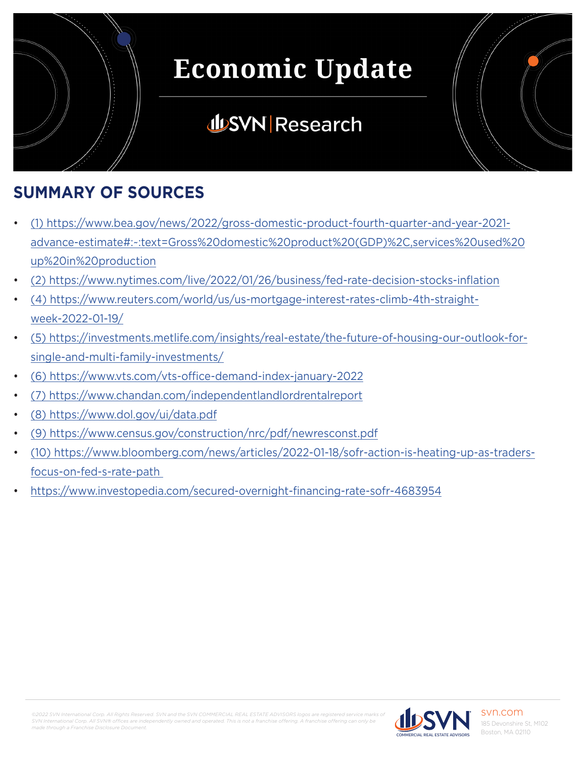# Economic Update

SVN | Research

## SUMMARY OF SOURCES

- (1) https://www.bea.gov/news/2022/gross-domestic-product-fourth-quarter-and-year-2021-advance-estimate#:~:text=Gross%20domestic%20product%20(GDP)%2C,services%20used%20up%20in%20production
- (2) https://www.nytimes.com/live/2022/01/26/business/fed-rate-decision-stocks-inflation
- (4) https://www.reuters.com/world/us/us-mortgage-interest-rates-climb-4th-straight-week-2022-01-19/
- (5) https://investments.metlife.com/insights/real-estate/the-future-of-housing-our-outlook-for-single-and-multi-family-investments/
- (6) https://www.vts.com/vts-office-demand-index-january-2022
- (7) https://www.chandan.com/independentlandlordrentalreport
- (8) https://www.dol.gov/ui/data.pdf
- (9) https://www.census.gov/construction/nrc/pdf/newresconst.pdf
- (10) https://www.bloomberg.com/news/articles/2022-01-18/sofr-action-is-heating-up-as-traders-focus-on-fed-s-rate-path
- https://www.investopedia.com/secured-overnight-financing-rate-sofr-4683954

*©2022 SVN International Corp. All Rights Reserved. SVN and the SVN COMMERCIAL REAL ESTATE ADVISORS logos are registered service marks of SVN International Corp. All SVN® offices are independently owned and operated. This is not a franchise offering. A franchise offering can only be made through a Franchise Disclosure Document.*

SVN COMMERCIAL REAL ESTATE ADVISORS

svn.com
185 Devonshire St, M102
Boston, MA 02110